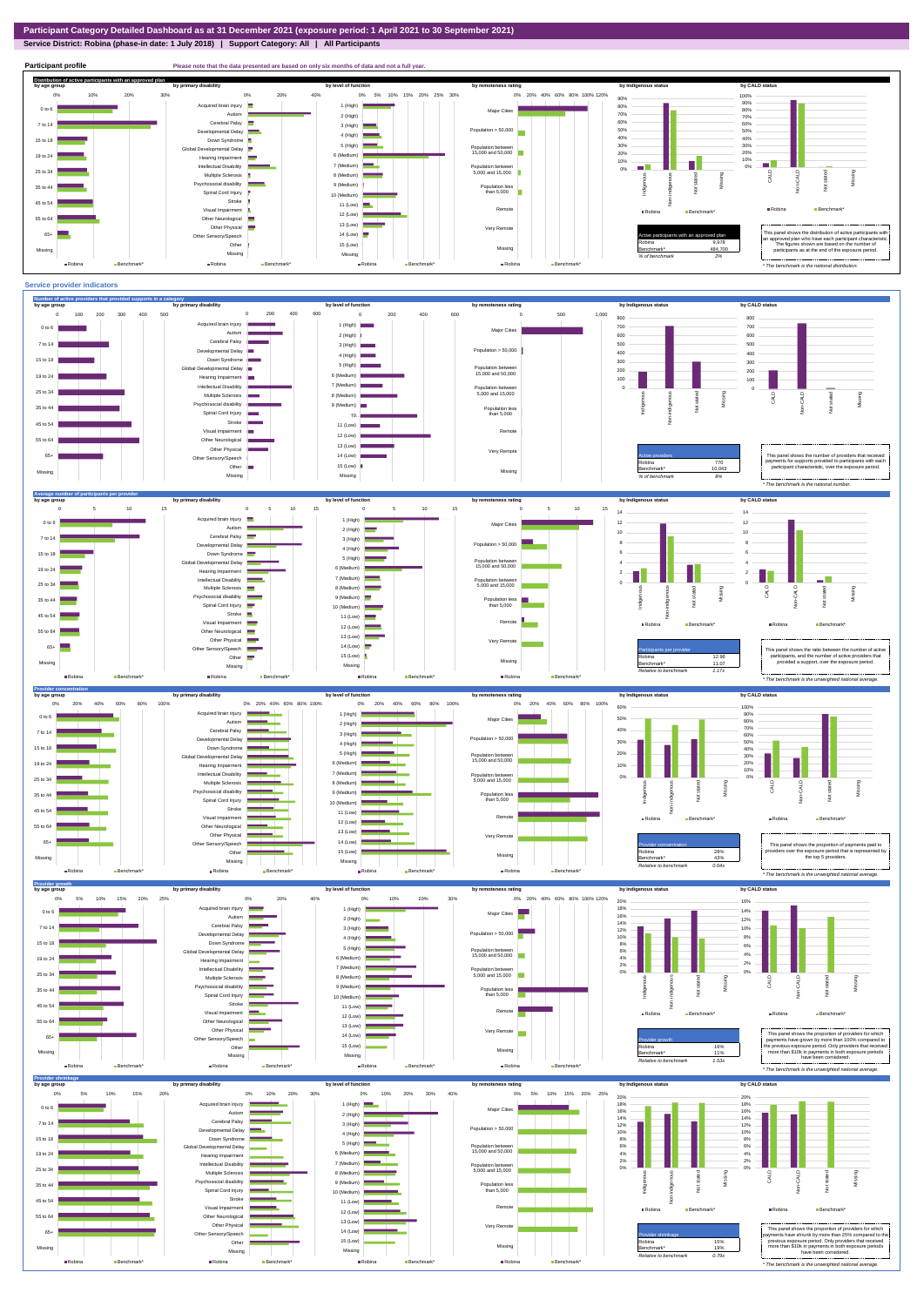# Participant Category Detailed Dashboard as at 31 December 2021 (exposure period: 1 April 2021 to 30 September 2021)

**Service District: Robina (phase-in date: 1 July 2018) | Support Category: All | All Participants**

## Participant profile

*Please note that the data presented are based on only six months of data and not a full year.*

### Distribution of active participants with an approved plan

| Active participants with an approved plan | |
|---|---|
| Robina | 9,978 |
| Benchmark* | 484,700 |
| % of benchmark | 2% |

This panel shows the distribution of active participants with an approved plan who have each participant characteristic. The figures shown are based on the number of participants as at the end of the exposure period.

*\* The benchmark is the national distribution.*

## Service provider indicators

### Number of active providers that provided supports in a category

| Active providers | |
|---|---|
| Robina | 770 |
| Benchmark* | 10,043 |
| % of benchmark | 8% |

This panel shows the number of providers that received payments for supports provided to participants with each participant characteristic, over the exposure period.

*\* The benchmark is the national number.*

### Average number of participants per provider

| Participants per provider | |
|---|---|
| Robina | 12.96 |
| Benchmark* | 11.07 |
| Relative to benchmark | 1.17x |

This panel shows the ratio between the number of active participants, and the number of active providers that provided a support, over the exposure period.

*\* The benchmark is the unweighted national average.*

### Provider concentration

| Provider concentration | |
|---|---|
| Robina | 28% |
| Benchmark* | 43% |
| Relative to benchmark | 0.64x |

This panel shows the proportion of payments paid to providers over the exposure period that is represented by the top 5 providers.

*\* The benchmark is the unweighted national average.*

### Provider growth

| Provider growth | |
|---|---|
| Robina | 16% |
| Benchmark* | 11% |
| Relative to benchmark | 1.53x |

This panel shows the proportion of providers for which payments have grown by more than 100% compared to the previous exposure period. Only providers that received more than $10k in payments in both exposure periods have been considered.

*\* The benchmark is the unweighted national average.*

### Provider shrinkage

| Provider shrinkage | |
|---|---|
| Robina | 15% |
| Benchmark* | 19% |
| Relative to benchmark | 0.79x |

This panel shows the proportion of providers for which payments have shrunk by more than 25% compared to the previous exposure period. Only providers that received more than $10k in payments in both exposure periods have been considered.

*\* The benchmark is the unweighted national average.*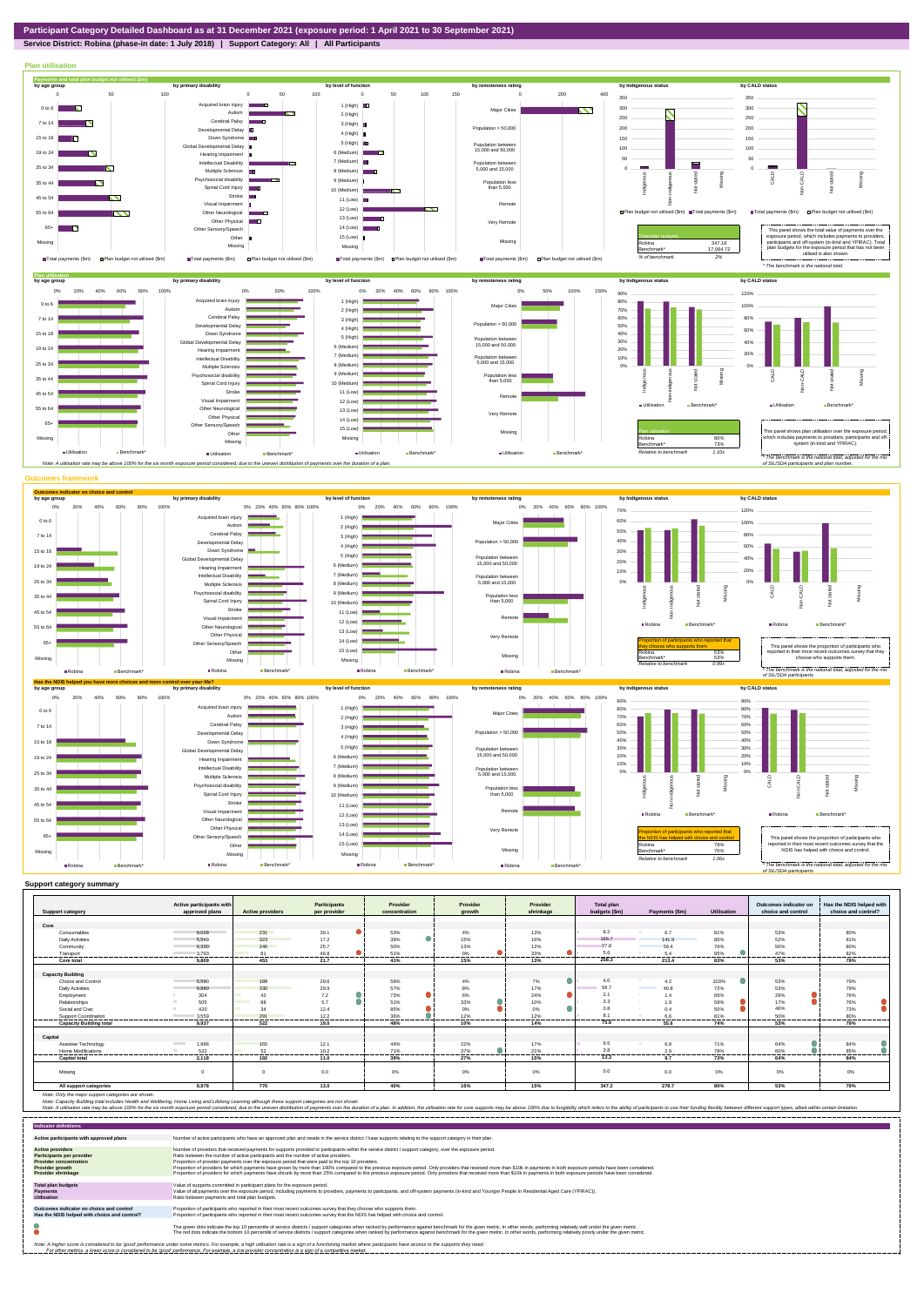# Participant Category Detailed Dashboard as at 31 December 2021 (exposure period: 1 April 2021 to 30 September 2021)

**Service District: Robina (phase-in date: 1 July 2018) | Support Category: All | All Participants**

## Plan utilisation

### Payments and total plan budget not utilised ($m)

| Total plan budgets | |
|---|---|
| Robina | 347.18 |
| Benchmark* | 17,064.72 |
| % of benchmark | 2% |

This panel shows the total value of payments over the exposure period, which includes payments to providers, participants and off-system (in-kind and YPIRAC). Total plan budgets for the exposure period that has not been utilised is also shown.

*The benchmark is the national total.

### Plan utilisation

| Plan utilisation | |
|---|---|
| Robina | 80% |
| Benchmark* | 73% |
| Relative to benchmark | 1.10x |

This panel shows plan utilisation over the exposure period, which includes payments to providers, participants and off-system (in-kind and YPIRAC).

*The benchmark is the national total, adjusted for the mix of SIL/SDA participants and plan number.

Note: A utilisation rate may be above 100% for the six month exposure period considered, due to the uneven distribution of payments over the duration of a plan.

## Outcomes framework

### Outcomes indicator on choice and control

| Proportion of participants who reported that they choose who supports them | |
|---|---|
| Robina | 53% |
| Benchmark* | 53% |
| Relative to benchmark | 0.99x |

This panel shows the proportion of participants who reported in their most recent outcomes survey that they choose who supports them.

*The benchmark is the national total, adjusted for the mix of SIL/SDA participants.

### Has the NDIS helped you have more choices and more control over your life?

| Proportion of participants who reported that the NDIS has helped with choice and control | |
|---|---|
| Robina | 79% |
| Benchmark* | 75% |
| Relative to benchmark | 1.06x |

This panel shows the proportion of participants who reported in their most recent outcomes survey that the NDIS has helped with choice and control.

*The benchmark is the national total, adjusted for the mix of SIL/SDA participants.

## Support category summary

| Support category | Active participants with approved plans | Active providers | Participants per provider | Provider concentration | Provider growth | Provider shrinkage | Total plan budgets ($m) | Payments ($m) | Utilisation | Outcomes indicator on choice and control | Has the NDIS helped with choice and control? |
|---|---|---|---|---|---|---|---|---|---|---|---|
| **Core** | | | | | | | | | | | |
| Consumables | 9,026 | 231 | 39.1 | 53% | 4% | 13% | 8.2 | 6.7 | 81% | 53% | 80% |
| Daily Activities | 5,549 | 323 | 17.2 | 39% | 15% | 16% | 166.7 | 141.9 | 85% | 52% | 81% |
| Community | 6,330 | 246 | 25.7 | 50% | 13% | 12% | 77.8 | 59.4 | 76% | 50% | 80% |
| Transport | 3,793 | 81 | 46.8 | 51% | 0% | 33% | 5.6 | 5.4 | 95% | 47% | 82% |
| **Core total** | **9,809** | **453** | **21.7** | **41%** | **15%** | **13%** | **258.2** | **213.4** | **83%** | **53%** | **79%** |
| **Capacity Building** | | | | | | | | | | | |
| Choice and Control | 5,590 | 189 | 29.6 | 59% | 4% | 7% | 4.0 | 4.2 | 103% | 53% | 79% |
| Daily Activities | 9,880 | 330 | 29.9 | 57% | 8% | 17% | 56.7 | 40.8 | 72% | 53% | 79% |
| Employment | 304 | 42 | 7.2 | 73% | 6% | 24% | 2.1 | 1.4 | 66% | 29% | 76% |
| Relationships | 505 | 88 | 5.7 | 51% | 33% | 10% | 3.3 | 1.9 | 58% | 17% | 76% |
| Social and Civic | 420 | 34 | 12.4 | 85% | 0% | 0% | 0.8 | 0.4 | 50% | 46% | 73% |
| Support Coordination | 3,559 | 291 | 12.2 | 38% | 12% | 12% | 8.1 | 6.6 | 81% | 50% | 80% |
| **Capacity Building total** | **9,937** | **522** | **19.0** | **46%** | **10%** | **14%** | **75.8** | **55.6** | **74%** | **53%** | **79%** |
| **Capital** | | | | | | | | | | | |
| Assistive Technology | 1,996 | 165 | 12.1 | 44% | 22% | 17% | 9.5 | 6.8 | 71% | 64% | 84% |
| Home Modifications | 532 | 52 | 10.2 | 71% | 37% | 21% | 3.8 | 2.9 | 78% | 60% | 85% |
| **Capital total** | **2,118** | **192** | **11.0** | **39%** | **27%** | **15%** | **13.3** | **9.7** | **73%** | **64%** | **84%** |
| Missing | 0 | 0 | 0.0 | 0% | 0% | 0% | 0.0 | 0.0 | 0% | 0% | 0% |
| **All support categories** | **9,978** | **770** | **13.0** | **40%** | **16%** | **15%** | **347.2** | **278.7** | **80%** | **53%** | **79%** |

Note: Only the major support categories are shown.

Note: Capacity Building total includes Health and Wellbeing, Home Living and Lifelong Learning although these support categories are not shown.

Note: A utilisation rate may be above 100% for the six month exposure period considered, due to the uneven distribution of payments over the duration of a plan. In addition, the utilisation rate for core supports may be above 100% due to fungibility which refers to the ability of participants to use their funding flexibly between different support types, albeit within certain limitation.

## Indicator definitions

| Indicator | Definition |
|---|---|
| Active participants with approved plans | Number of active participants who have an approved plan and reside in the service district / have supports relating to the support category in their plan. |
| Active providers | Number of providers that received payments for supports provided to participants within the service district / support category, over the exposure period. |
| Participants per provider | Ratio between the number of active participants and the number of active providers. |
| Provider concentration | Proportion of provider payments over the exposure period that were paid to the top 10 providers. |
| Provider growth | Proportion of providers for which payments have grown by more than 100% compared to the previous exposure period. Only providers that received more than $10k in payments in both exposure periods have been considered. |
| Provider shrinkage | Proportion of providers for which payments have shrunk by more than 25% compared to the previous exposure period. Only providers that received more than $10k in payments in both exposure periods have been considered. |
| Total plan budgets | Value of supports committed in participant plans for the exposure period. |
| Payments | Value of all payments over the exposure period, including payments to providers, payments to participants, and off-system payments (in-kind and Younger People In Residential Aged Care (YPIRAC)). |
| Utilisation | Ratio between payments and total plan budgets. |
| Outcomes indicator on choice and control | Proportion of participants who reported in their most recent outcomes survey that they choose who supports them. |
| Has the NDIS helped with choice and control? | Proportion of participants who reported in their most recent outcomes survey that the NDIS has helped with choice and control. |

The green dots indicate the top 10 percentile of service districts / support categories when ranked by performance against benchmark for the given metric. In other words, performing relatively well under the given metric.

The red dots indicate the bottom 10 percentile of service districts / support categories when ranked by performance against benchmark for the given metric. In other words, performing relatively poorly under the given metric.

Note: A higher score is considered to be 'good' performance under some metrics. For example, a high utilisation rate is a sign of a functioning market where participants have access to the supports they need.
For other metrics, a lower score is considered to be 'good' performance. For example, a low provider concentration is a sign of a competitive market.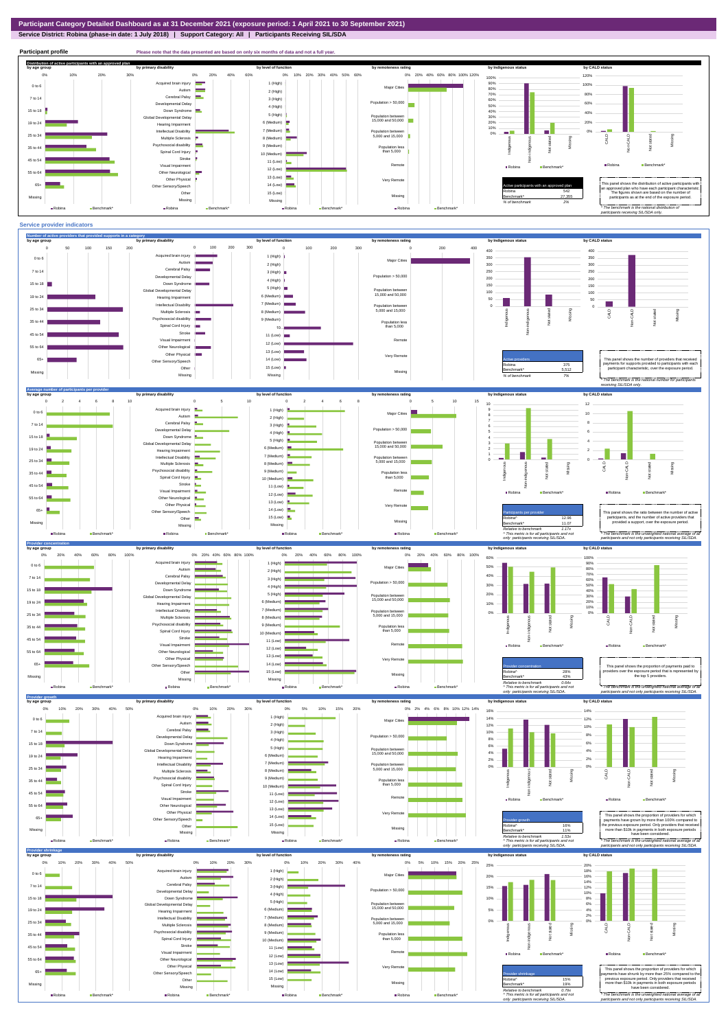# Participant Category Detailed Dashboard as at 31 December 2021 (exposure period: 1 April 2021 to 30 September 2021)

**Service District: Robina (phase-in date: 1 July 2018) | Support Category: All | Participants Receiving SIL/SDA**

## Participant profile

Please note that the data presented are based on only six months of data and not a full year.

### Distribution of active participants with an approved plan

| Active participants with an approved plan | |
|---|---|
| Robina | 542 |
| Benchmark* | 27,355 |
| % of benchmark | 2% |

This panel shows the distribution of active participants with an approved plan who have each participant characteristic. The figures shown are based on the number of participants as at the end of the exposure period.

* The benchmark is the national distribution of participants receiving SIL/SDA only.

## Service provider indicators

### Number of active providers that provided supports in a category

| Active providers | |
|---|---|
| Robina | 375 |
| Benchmark* | 5,512 |
| % of benchmark | 7% |

This panel shows the number of providers that received payments for supports provided to participants with each participant characteristic, over the exposure period.

* The benchmark is the national number for participants receiving SIL/SDA only.

### Average number of participants per provider

| Participants per provider | |
|---|---|
| Robina^ | 12.96 |
| Benchmark^ | 11.07 |
| Relative to benchmark | 1.17x |

^ This metric is for all participants and not only participants receiving SIL/SDA.

This panel shows the ratio between the number of active participants and the number of active providers that provided a support, over the exposure period.

* The benchmark is the unweighted national average of all participants and not only participants receiving SIL/SDA.

### Provider concentration

| Provider concentration | |
|---|---|
| Robina^ | 28% |
| Benchmark^ | 43% |
| Relative to benchmark | 0.64x |

^ This metric is for all participants and not only participants receiving SIL/SDA.

This panel shows the proportion of payments paid to providers over the exposure period that is represented by the top 5 providers.

* The benchmark is the unweighted national average of all participants and not only participants receiving SIL/SDA.

### Provider growth

| Provider growth | |
|---|---|
| Robina^ | 16% |
| Benchmark^ | 11% |
| Relative to benchmark | 1.53x |

^ This metric is for all participants and not only participants receiving SIL/SDA.

This panel shows the proportion of providers for which payments have grown by more than 100% compared to the previous exposure period. Only providers that received more than $10k in payments in both exposure periods have been considered.

* The benchmark is the unweighted national average of all participants and not only participants receiving SIL/SDA.

### Provider shrinkage

| Provider shrinkage | |
|---|---|
| Robina^ | 15% |
| Benchmark^ | 19% |
| Relative to benchmark | 0.78x |

^ This metric is for all participants and not only participants receiving SIL/SDA.

This panel shows the proportion of providers for which payments have shrunk by more than 25% compared to the previous exposure period. Only providers that received more than $10k in payments in both exposure periods have been considered.

* The benchmark is the unweighted national average of all participants and not only participants receiving SIL/SDA.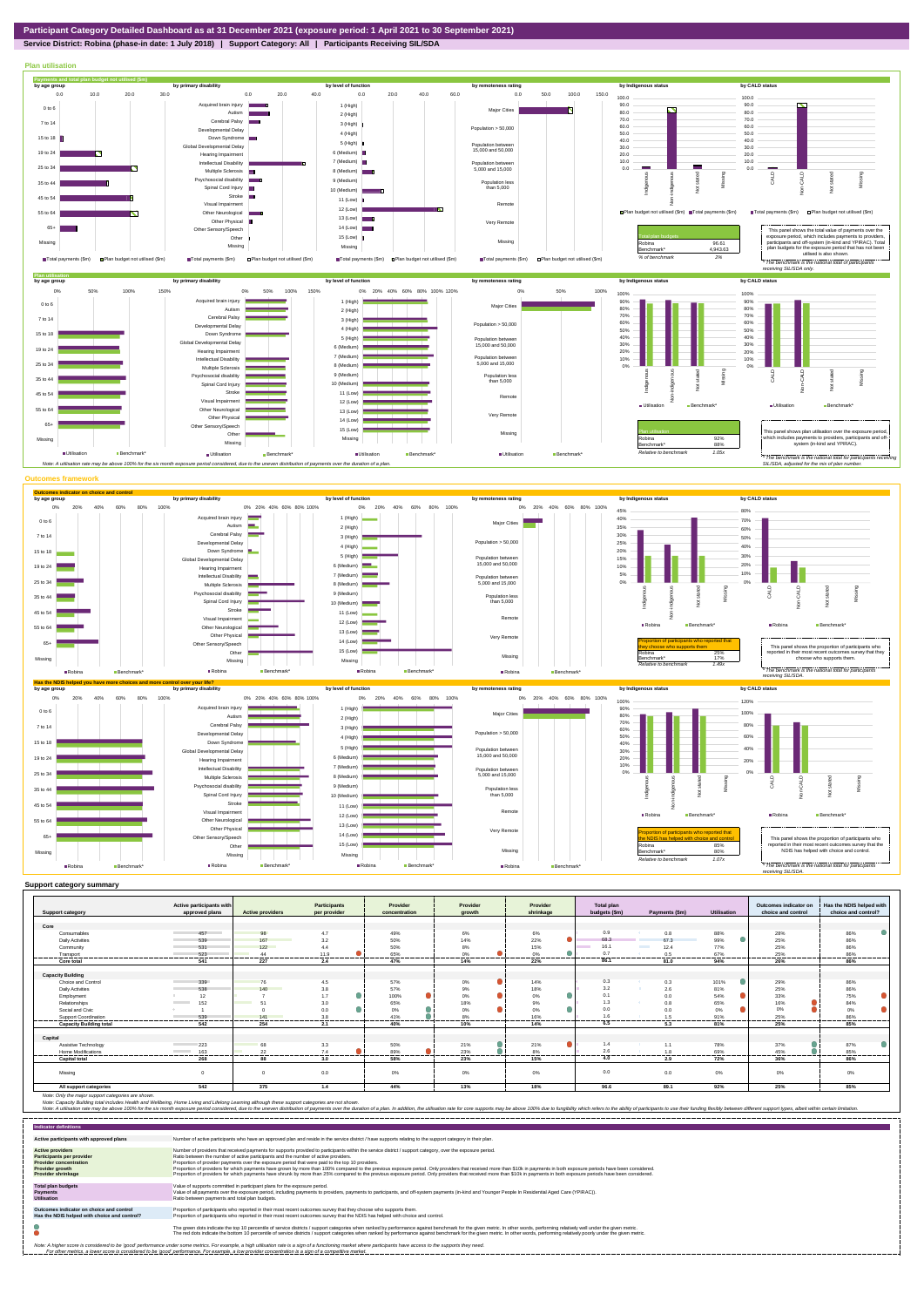**Participant Category Detailed Dashboard as at 31 December 2021 (exposure period: 1 April 2021 to 30 September 2021)**

**Service District: Robina (phase-in date: 1 July 2018) | Support Category: All | Participants Receiving SIL/SDA**

## Plan utilisation

### Payments and total plan budget not utilised ($m)

| Total plan budgets | |
|---|---|
| Robina | 96.61 |
| Benchmark* | 4,943.63 |
| % of benchmark | 2% |

This panel shows the total value of payments over the exposure period, which includes payments to providers, participants and off-system (in-kind and YPIRAC). Total plan budgets for the exposure period that has not been utilised is also shown.

*The benchmark is the national total for participants receiving SIL/SDA only.

### Plan utilisation

| Plan utilisation | |
|---|---|
| Robina | 92% |
| Benchmark* | 88% |
| Relative to benchmark | 1.05x |

This panel shows plan utilisation over the exposure period, which includes payments to providers, participants and off-system (in-kind and YPIRAC).

*The benchmark is the national total for participants receiving SIL/SDA, adjusted for the mix of plan number.

Note: A utilisation rate may be above 100% for the six month exposure period considered, due to the uneven distribution of payments over the duration of a plan.

## Outcomes framework

### Outcomes indicator on choice and control

| Proportion of participants who reported that they choose who supports them | |
|---|---|
| Robina | 25% |
| Benchmark* | 17% |
| Relative to benchmark | 1.49x |

This panel shows the proportion of participants who reported in their most recent outcomes survey that they choose who supports them.

*The benchmark is the national total for participants receiving SIL/SDA.

### Has the NDIS helped you have more choices and more control over your life?

| Proportion of participants who reported that the NDIS has helped with choice and control | |
|---|---|
| Robina | 85% |
| Benchmark* | 80% |
| Relative to benchmark | 1.07x |

This panel shows the proportion of participants who reported in their most recent outcomes survey that the NDIS has helped with choice and control.

*The benchmark is the national total for participants receiving SIL/SDA.

## Support category summary

| Support category | Active participants with approved plans | Active providers | Participants per provider | Provider concentration | Provider growth | Provider shrinkage | Total plan budgets ($m) | Payments ($m) | Utilisation | Outcomes indicator on choice and control | Has the NDIS helped with choice and control? |
|---|---|---|---|---|---|---|---|---|---|---|---|
| **Core** | | | | | | | | | | | |
| Consumables | 457 | 98 | 4.7 | 49% | 6% | 6% | 0.9 | 0.8 | 88% | 28% | 86% |
| Daily Activities | 539 | 167 | 3.2 | 50% | 14% | 22% | 68.3 | 67.3 | 99% | 25% | 86% |
| Community | 531 | 122 | 4.4 | 50% | 6% | 15% | 16.1 | 12.4 | 77% | 25% | 86% |
| Transport | 523 | 44 | 11.9 | 65% | 0% | 0% | 0.7 | 0.5 | 67% | 25% | 86% |
| **Core total** | **541** | **227** | **2.4** | **47%** | **14%** | **22%** | **86.1** | **81.0** | **94%** | **26%** | **86%** |
| **Capacity Building** | | | | | | | | | | | |
| Choice and Control | 339 | 76 | 4.5 | 57% | 0% | 14% | 0.3 | 0.3 | 101% | 29% | 86% |
| Daily Activities | 538 | 140 | 3.8 | 57% | 9% | 18% | 3.2 | 2.6 | 81% | 25% | 86% |
| Employment | 12 | 7 | 1.7 | 100% | 0% | 0% | 0.1 | 0.0 | 54% | 33% | 75% |
| Relationships | 152 | 51 | 3.0 | 65% | 18% | 9% | 1.3 | 0.8 | 65% | 16% | 84% |
| Social and Civic | 1 | 0 | 0.0 | 0% | 0% | 0% | 0.0 | 0.0 | 0% | 0% | 0% |
| Support Coordination | 539 | 141 | 3.8 | 41% | 8% | 16% | 1.6 | 1.5 | 91% | 25% | 86% |
| **Capacity Building total** | **542** | **254** | **2.1** | **40%** | **10%** | **14%** | **6.5** | **5.3** | **81%** | **25%** | **85%** |
| **Capital** | | | | | | | | | | | |
| Assistive Technology | 223 | 68 | 3.3 | 50% | 21% | 21% | 1.4 | 1.1 | 78% | 37% | 87% |
| Home Modifications | 163 | 22 | 7.4 | 89% | 23% | 8% | 2.6 | 1.8 | 69% | 45% | 85% |
| **Capital total** | **268** | **88** | **3.0** | **58%** | **23%** | **15%** | **4.0** | **2.9** | **72%** | **36%** | **86%** |
| Missing | 0 | 0 | 0.0 | 0% | 0% | 0% | 0.0 | 0.0 | 0% | 0% | 0% |
| **All support categories** | **542** | **375** | **1.4** | **44%** | **13%** | **18%** | **96.6** | **89.1** | **92%** | **25%** | **85%** |

Note: Only the major support categories are shown.

Note: Capacity Building total includes Health and Wellbeing, Home Living and Lifelong Learning although these support categories are not shown.

Note: A utilisation rate may be above 100% for the six month exposure period considered, due to the uneven distribution of payments over the duration of a plan. In addition, the utilisation rate for core supports may be above 100% due to fungibility which refers to the ability of participants to use their funding flexibly between different support types, albeit within certain limitation.

## Indicator definitions

| Indicator | Definition |
|---|---|
| Active participants with approved plans | Number of active participants who have an approved plan and reside in the service district / have supports relating to the support category in their plan. |
| Active providers | Number of providers that received payments for supports provided to participants within the service district / support category, over the exposure period. |
| Participants per provider | Ratio between the number of active participants and the number of active providers. |
| Provider concentration | Proportion of provider payments over the exposure period that were paid to the top 10 providers. |
| Provider growth | Proportion of providers for which payments have grown by more than 100% compared to the previous exposure period. Only providers that received more than $10k in payments in both exposure periods have been considered. |
| Provider shrinkage | Proportion of providers for which payments have shrunk by more than 25% compared to the previous exposure period. Only providers that received more than $10k in payments in both exposure periods have been considered. |
| Total plan budgets | Value of supports committed in participant plans for the exposure period. |
| Payments | Value of all payments over the exposure period, including payments to providers, payments to participants, and off-system payments (in-kind and Younger People In Residential Aged Care (YPIRAC)). |
| Utilisation | Ratio between payments and total plan budgets. |
| Outcomes indicator on choice and control | Proportion of participants who reported in their most recent outcomes survey that they choose who supports them. |
| Has the NDIS helped with choice and control? | Proportion of participants who reported in their most recent outcomes survey that the NDIS has helped with choice and control. |

The green dots indicate the top 10 percentile of service districts / support categories when ranked by performance against benchmark for the given metric. In other words, performing relatively well under the given metric.

The red dots indicate the bottom 10 percentile of service districts / support categories when ranked by performance against benchmark for the given metric. In other words, performing relatively poorly under the given metric.

Note: A higher score is considered to be 'good' performance under some metrics. For example, a high utilisation rate is a sign of a functioning market where participants have access to the supports they need.
For other metrics, a lower score is considered to be 'good' performance. For example, a low provider concentration is a sign of a competitive market.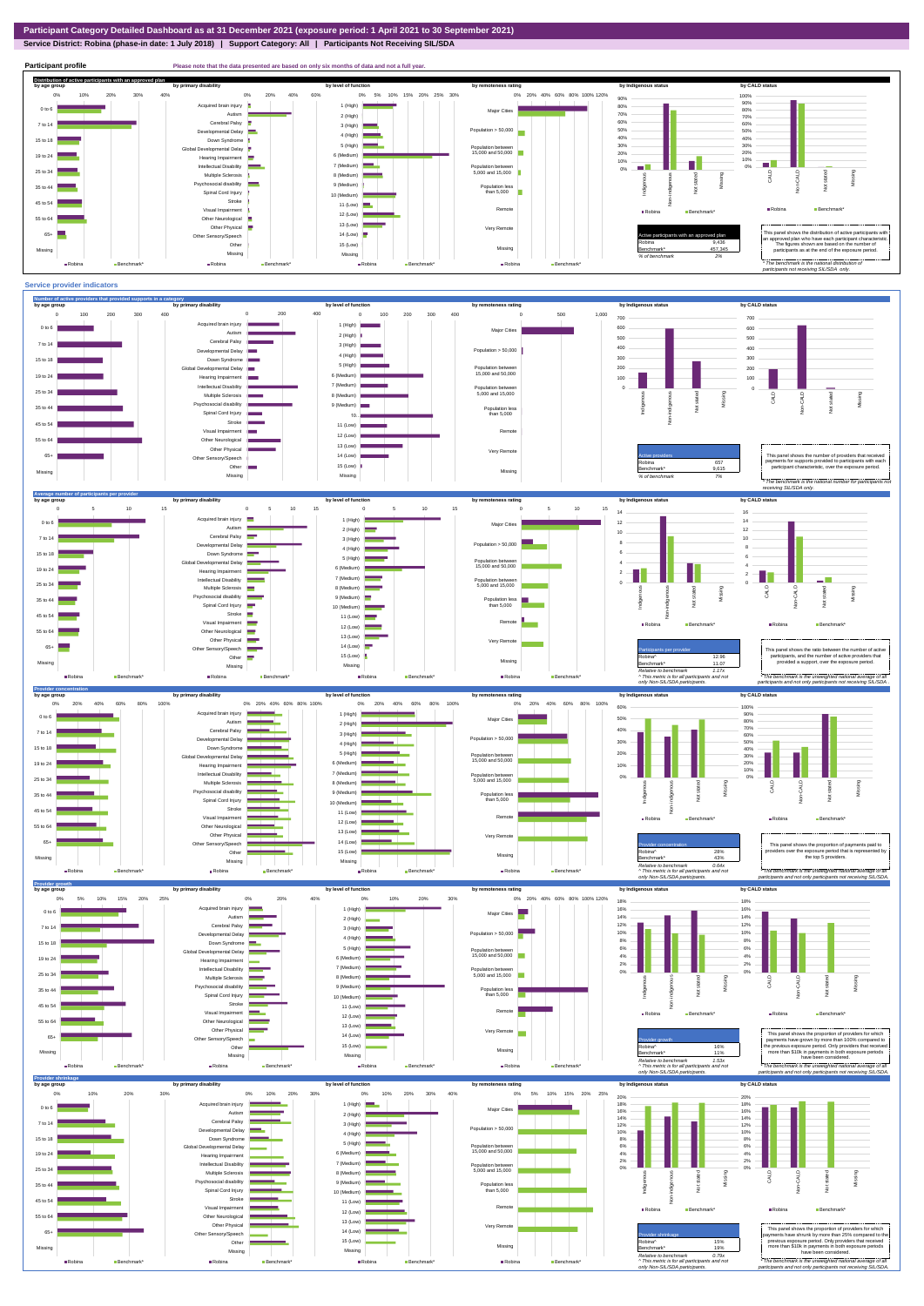# Participant Category Detailed Dashboard as at 31 December 2021 (exposure period: 1 April 2021 to 30 September 2021)

**Service District: Robina (phase-in date: 1 July 2018) | Support Category: All | Participants Not Receiving SIL/SDA**

## Participant profile

Please note that the data presented are based on only six months of data and not a full year.

### Distribution of active participants with an approved plan

| Active participants with an approved plan | |
|---|---|
| Robina | 9,436 |
| Benchmark* | 457,345 |
| % of benchmark | 2% |

This panel shows the distribution of active participants with an approved plan who have each participant characteristic. The figures shown are based on the number of participants as at the end of the exposure period.

* The benchmark is the national distribution of participants not receiving SIL/SDA only.

## Service provider indicators

### Number of active providers that provided supports in a category

| Active providers | |
|---|---|
| Robina | 657 |
| Benchmark* | 9,615 |
| % of benchmark | 7% |

This panel shows the number of providers that received payments for supports provided to participants with each participant characteristic, over the exposure period.

* The benchmark is the national number for participants not receiving SIL/SDA only.

### Average number of participants per provider

| Participants per provider | |
|---|---|
| Robina^ | 12.96 |
| Benchmark^ | 11.07 |
| Relative to benchmark | 1.17x |

This panel shows the ratio between the number of active participants, and the number of active providers that provided a support, over the exposure period.

^ This metric is for all participants and not only Non-SIL/SDA participants.

* The benchmark is the unweighted national average of all participants and not only participants not receiving SIL/SDA.

### Provider concentration

| Provider concentration | |
|---|---|
| Robina^ | 28% |
| Benchmark^ | 43% |
| Relative to benchmark | 0.66x |

This panel shows the proportion of payments paid to providers over the exposure period that is represented by the top 5 providers.

^ This metric is for all participants and not only Non-SIL/SDA participants.

* The benchmark is the unweighted national average of all participants and not only participants not receiving SIL/SDA.

### Provider growth

| Provider growth | |
|---|---|
| Robina^ | 16% |
| Benchmark^ | 11% |
| Relative to benchmark | 1.53x |

This panel shows the proportion of providers for which payments have grown by more than 100% compared to the previous exposure period. Only providers that received more than $10k in payments in both exposure periods have been considered.

^ This metric is for all participants and not only Non-SIL/SDA participants.

* The benchmark is the unweighted national average of all participants and not only participants not receiving SIL/SDA.

### Provider shrinkage

| Provider shrinkage | |
|---|---|
| Robina^ | 15% |
| Benchmark^ | 19% |
| Relative to benchmark | 0.78x |

This panel shows the proportion of providers for which payments have shrunk by more than 25% compared to the previous exposure period. Only providers that received more than $10k in payments in both exposure periods have been considered.

^ This metric is for all participants and not only Non-SIL/SDA participants.

* The benchmark is the unweighted national average of all participants and not only participants not receiving SIL/SDA.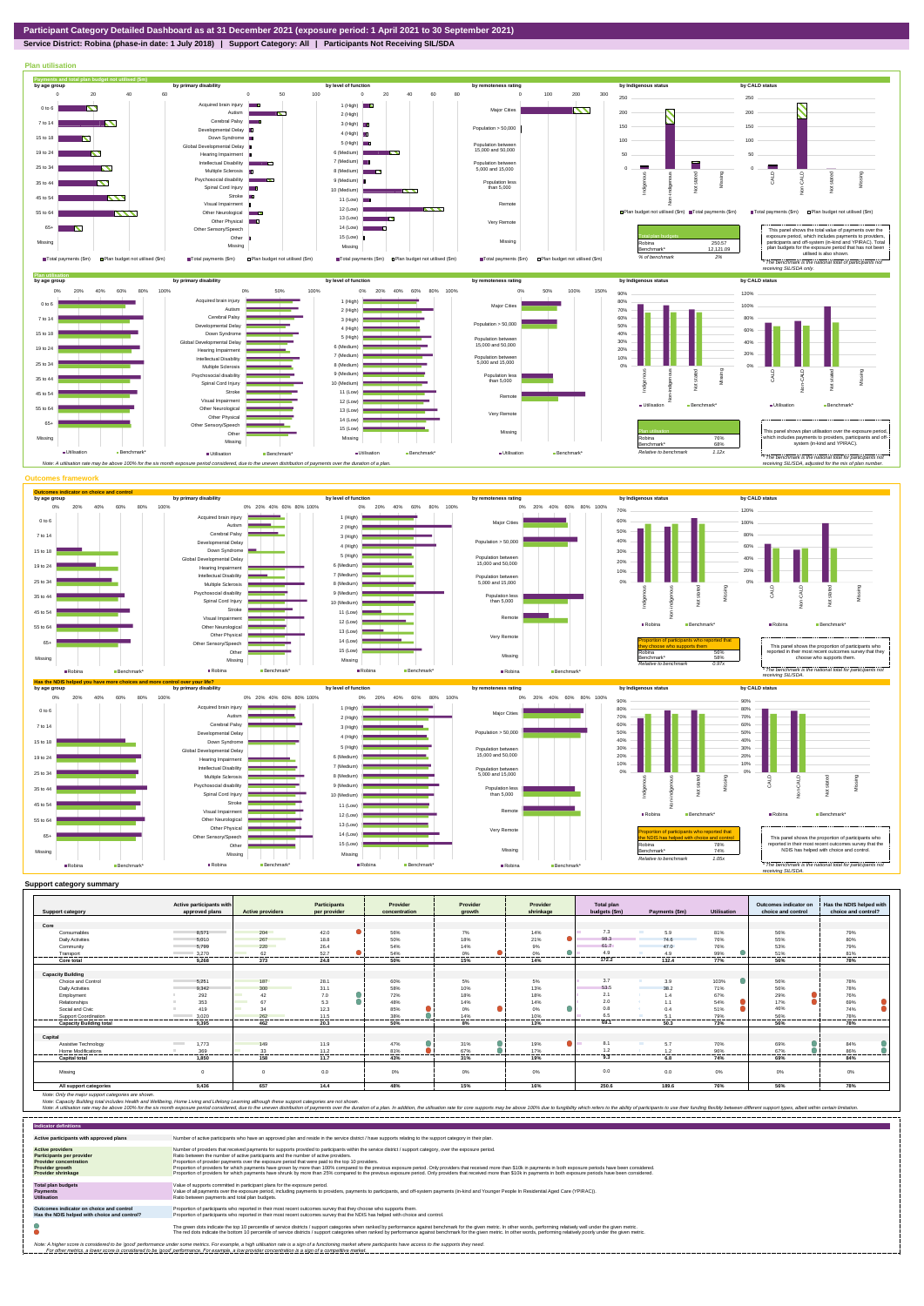# Participant Category Detailed Dashboard as at 31 December 2021 (exposure period: 1 April 2021 to 30 September 2021)

**Service District: Robina (phase-in date: 1 July 2018) | Support Category: All | Participants Not Receiving SIL/SDA**

## Plan utilisation

Payments and total plan budget not utilised ($m)

by age group

by primary disability

by level of function

by remoteness rating

by Indigenous status

by CALD status

Total plan budgets
Robina 250.57
Benchmark* 12,121.09
% of benchmark 2%

This panel shows the total value of payments over the exposure period, which includes payments to providers, participants and off-system (in-kind and YPIRAC). Total plan budgets for the exposure period that has not been utilised is also shown.

*The benchmark is the national total for participants not receiving SIL/SDA only.

Plan utilisation

Plan utilisation
Robina 76%
Benchmark* 68%
Relative to benchmark 1.12x

This panel shows plan utilisation over the exposure period, which includes payments to providers, participants and off-system (in-kind and YPIRAC).

*The benchmark is the national total for participants not receiving SIL/SDA, adjusted for the mix of plan number.

Note: A utilisation rate may be above 100% for the six month exposure period considered, due to the uneven distribution of payments over the duration of a plan.

## Outcomes framework

Outcomes indicator on choice and control

Proportion of participants who reported that they choose who supports them
Robina 56%
Benchmark* 58%
Relative to benchmark 0.97x

This panel shows the proportion of participants who reported in their most recent outcomes survey that they choose who supports them.

*The benchmark is the national total for participants not receiving SIL/SDA.

Has the NDIS helped you have more choices and more control over your life?

Proportion of participants who reported that the NDIS has helped with choice and control
Robina 78%
Benchmark* 74%
Relative to benchmark 1.05x

This panel shows the proportion of participants who reported in their most recent outcomes survey that the NDIS has helped with choice and control.

*The benchmark is the national total for participants not receiving SIL/SDA.

## Support category summary

| Support category | Active participants with approved plans | Active providers | Participants per provider | Provider concentration | Provider growth | Provider shrinkage | Total plan budgets ($m) | Payments ($m) | Utilisation | Outcomes indicator on choice and control | Has the NDIS helped with choice and control? |
|---|---|---|---|---|---|---|---|---|---|---|---|
| **Core** | | | | | | | | | | | |
| Consumables | 8,571 | 204 | 42.0 | 56% | 7% | 14% | 7.3 | 5.9 | 81% | 56% | 79% |
| Daily Activities | 5,010 | 267 | 18.8 | 50% | 18% | 21% | 98.3 | 74.6 | 76% | 55% | 80% |
| Community | 5,799 | 220 | 26.4 | 54% | 14% | 9% | 61.7 | 47.0 | 76% | 53% | 79% |
| Transport | 3,270 | 62 | 52.7 | 54% | 0% | 0% | 4.9 | 4.9 | 99% | 51% | 81% |
| **Core total** | **9,268** | **373** | **24.8** | **50%** | **15%** | **14%** | **172.2** | **132.4** | **77%** | **56%** | **78%** |
| **Capacity Building** | | | | | | | | | | | |
| Choice and Control | 5,251 | 187 | 28.1 | 60% | 5% | 5% | 3.7 | 3.9 | 103% | 56% | 78% |
| Daily Activities | 9,342 | 300 | 31.1 | 58% | 10% | 13% | 53.5 | 38.2 | 71% | 56% | 78% |
| Employment | 292 | 42 | 7.0 | 72% | 18% | 18% | 2.1 | 1.4 | 67% | 29% | 76% |
| Relationships | 353 | 67 | 5.3 | 48% | 14% | 14% | 2.0 | 1.1 | 54% | 17% | 69% |
| Social and Civic | 419 | 34 | 12.3 | 85% | 0% | 0% | 0.8 | 0.4 | 51% | 46% | 74% |
| Support Coordination | 3,020 | 262 | 11.5 | 38% | 14% | 10% | 6.5 | 5.1 | 79% | 56% | 76% |
| **Capacity Building total** | **9,395** | **462** | **20.3** | **50%** | **8%** | **13%** | **69.1** | **50.3** | **73%** | **56%** | **78%** |
| **Capital** | | | | | | | | | | | |
| Assistive Technology | 1,773 | 149 | 11.9 | 47% | 31% | 19% | 8.1 | 5.7 | 70% | 69% | 84% |
| Home Modifications | 369 | 33 | 11.2 | 81% | 67% | 17% | 1.2 | 1.2 | 96% | 67% | 86% |
| **Capital total** | **1,810** | **158** | **11.7** | **43%** | **31%** | **19%** | **9.3** | **6.8** | **74%** | **69%** | **84%** |
| Missing | 0 | 0 | 0.0 | 0% | 0% | 0% | 0.0 | 0.0 | 0% | 0% | 0% |
| **All support categories** | **9,436** | **657** | **14.4** | **48%** | **15%** | **16%** | **250.6** | **189.6** | **76%** | **56%** | **78%** |

Note: Only the major support categories are shown.
Note: Capacity Building total includes Health and Wellbeing, Home Living and Lifelong Learning although these support categories are not shown.
Note: A utilisation rate may be above 100% for the six month exposure period considered, due to the uneven distribution of payments over the duration of a plan. In addition, the utilisation rate for core supports may be above 100% due to fungibility which refers to the ability of participants to use their funding flexibly between different support types, albeit within certain limitation.

## Indicator definitions

| | |
|---|---|
| **Active participants with approved plans** | Number of active participants who have an approved plan and reside in the service district / have supports relating to the support category in their plan. |
| **Active providers** | Number of providers that received payments for supports provided to participants within the service district / support category, over the exposure period. |
| **Participants per provider** | Ratio between the number of active participants and the number of active providers. |
| **Provider concentration** | Proportion of provider payments over the exposure period that were paid to the top 10 providers. |
| **Provider growth** | Proportion of providers for which payments have grown by more than 100% compared to the previous exposure period. Only providers that received more than $10k in payments in both exposure periods have been considered. |
| **Provider shrinkage** | Proportion of providers for which payments have shrunk by more than 25% compared to the previous exposure period. Only providers that received more than $10k in payments in both exposure periods have been considered. |
| **Total plan budgets** | Value of supports committed in participant plans for the exposure period. |
| **Payments** | Value of all payments over the exposure period, including payments to providers, payments to participants, and off-system payments (in-kind and Younger People In Residential Aged Care (YPIRAC)). |
| **Utilisation** | Ratio between payments and total plan budgets. |
| **Outcomes indicator on choice and control** | Proportion of participants who reported in their most recent outcomes survey that they choose who supports them. |
| **Has the NDIS helped with choice and control?** | Proportion of participants who reported in their most recent outcomes survey that the NDIS has helped with choice and control. |

The green dots indicate the top 10 percentile of service districts / support categories when ranked by performance against benchmark for the given metric. In other words, performing relatively well under the given metric.
The red dots indicate the bottom 10 percentile of service districts / support categories when ranked by performance against benchmark for the given metric. In other words, performing relatively poorly under the given metric.

Note: A higher score is considered to be 'good' performance under some metrics. For example, a high utilisation rate is a sign of a functioning market where participants have access to the supports they need.
For other metrics, a lower score is considered to be 'good' performance. For example, a low provider concentration is a sign of a competitive market.